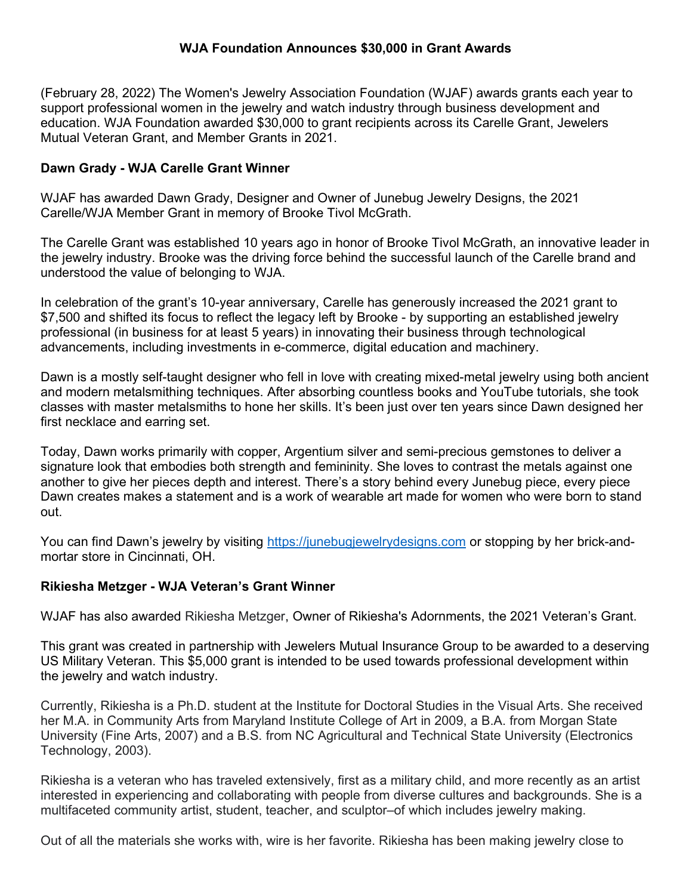**WJA Foundation Announces $30,000 in Grant Awards**

(February 28, 2022) The Women's Jewelry Association Foundation (WJAF) awards grants each year to support professional women in the jewelry and watch industry through business development and education. WJA Foundation awarded $30,000 to grant recipients across its Carelle Grant, Jewelers Mutual Veteran Grant, and Member Grants in 2021.

**Dawn Grady - WJA Carelle Grant Winner**

WJAF has awarded Dawn Grady, Designer and Owner of Junebug Jewelry Designs, the 2021 Carelle/WJA Member Grant in memory of Brooke Tivol McGrath.

The Carelle Grant was established 10 years ago in honor of Brooke Tivol McGrath, an innovative leader in the jewelry industry. Brooke was the driving force behind the successful launch of the Carelle brand and understood the value of belonging to WJA.

In celebration of the grant's 10-year anniversary, Carelle has generously increased the 2021 grant to $7,500 and shifted its focus to reflect the legacy left by Brooke - by supporting an established jewelry professional (in business for at least 5 years) in innovating their business through technological advancements, including investments in e-commerce, digital education and machinery.

Dawn is a mostly self-taught designer who fell in love with creating mixed-metal jewelry using both ancient and modern metalsmithing techniques. After absorbing countless books and YouTube tutorials, she took classes with master metalsmiths to hone her skills. It's been just over ten years since Dawn designed her first necklace and earring set.

Today, Dawn works primarily with copper, Argentium silver and semi-precious gemstones to deliver a signature look that embodies both strength and femininity. She loves to contrast the metals against one another to give her pieces depth and interest. There's a story behind every Junebug piece, every piece Dawn creates makes a statement and is a work of wearable art made for women who were born to stand out.

You can find Dawn's jewelry by visiting [https://junebugjewelrydesigns.com](https://junebugjewelrydesigns.com) or stopping by her brick-and-mortar store in Cincinnati, OH.

**Rikiesha Metzger - WJA Veteran's Grant Winner**

WJAF has also awarded Rikiesha Metzger, Owner of Rikiesha's Adornments, the 2021 Veteran's Grant.

This grant was created in partnership with Jewelers Mutual Insurance Group to be awarded to a deserving US Military Veteran. This $5,000 grant is intended to be used towards professional development within the jewelry and watch industry.

Currently, Rikiesha is a Ph.D. student at the Institute for Doctoral Studies in the Visual Arts. She received her M.A. in Community Arts from Maryland Institute College of Art in 2009, a B.A. from Morgan State University (Fine Arts, 2007) and a B.S. from NC Agricultural and Technical State University (Electronics Technology, 2003).

Rikiesha is a veteran who has traveled extensively, first as a military child, and more recently as an artist interested in experiencing and collaborating with people from diverse cultures and backgrounds. She is a multifaceted community artist, student, teacher, and sculptor–of which includes jewelry making.

Out of all the materials she works with, wire is her favorite. Rikiesha has been making jewelry close to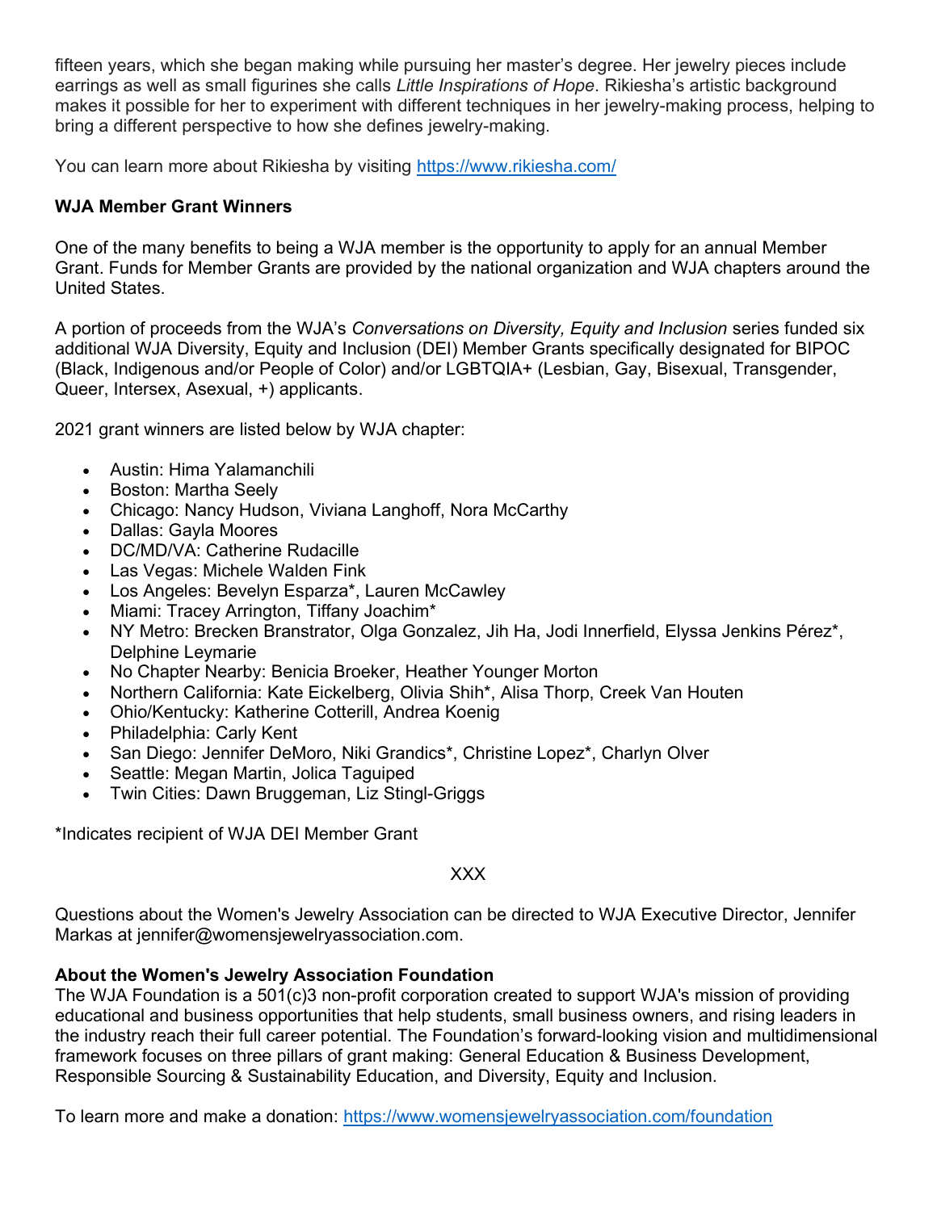fifteen years, which she began making while pursuing her master's degree. Her jewelry pieces include earrings as well as small figurines she calls *Little Inspirations of Hope*. Rikiesha's artistic background makes it possible for her to experiment with different techniques in her jewelry-making process, helping to bring a different perspective to how she defines jewelry-making.

You can learn more about Rikiesha by visiting https://www.rikiesha.com/

**WJA Member Grant Winners**

One of the many benefits to being a WJA member is the opportunity to apply for an annual Member Grant. Funds for Member Grants are provided by the national organization and WJA chapters around the United States.

A portion of proceeds from the WJA's *Conversations on Diversity, Equity and Inclusion* series funded six additional WJA Diversity, Equity and Inclusion (DEI) Member Grants specifically designated for BIPOC (Black, Indigenous and/or People of Color) and/or LGBTQIA+ (Lesbian, Gay, Bisexual, Transgender, Queer, Intersex, Asexual, +) applicants.

2021 grant winners are listed below by WJA chapter:

- Austin: Hima Yalamanchili
- Boston: Martha Seely
- Chicago: Nancy Hudson, Viviana Langhoff, Nora McCarthy
- Dallas: Gayla Moores
- DC/MD/VA: Catherine Rudacille
- Las Vegas: Michele Walden Fink
- Los Angeles: Bevelyn Esparza*, Lauren McCawley
- Miami: Tracey Arrington, Tiffany Joachim*
- NY Metro: Brecken Branstrator, Olga Gonzalez, Jih Ha, Jodi Innerfield, Elyssa Jenkins Pérez*, Delphine Leymarie
- No Chapter Nearby: Benicia Broeker, Heather Younger Morton
- Northern California: Kate Eickelberg, Olivia Shih*, Alisa Thorp, Creek Van Houten
- Ohio/Kentucky: Katherine Cotterill, Andrea Koenig
- Philadelphia: Carly Kent
- San Diego: Jennifer DeMoro, Niki Grandics*, Christine Lopez*, Charlyn Olver
- Seattle: Megan Martin, Jolica Taguiped
- Twin Cities: Dawn Bruggeman, Liz Stingl-Griggs

*Indicates recipient of WJA DEI Member Grant

XXX

Questions about the Women's Jewelry Association can be directed to WJA Executive Director, Jennifer Markas at jennifer@womensjewelryassociation.com.

**About the Women's Jewelry Association Foundation**

The WJA Foundation is a 501(c)3 non-profit corporation created to support WJA's mission of providing educational and business opportunities that help students, small business owners, and rising leaders in the industry reach their full career potential. The Foundation's forward-looking vision and multidimensional framework focuses on three pillars of grant making: General Education & Business Development, Responsible Sourcing & Sustainability Education, and Diversity, Equity and Inclusion.

To learn more and make a donation: https://www.womensjewelryassociation.com/foundation